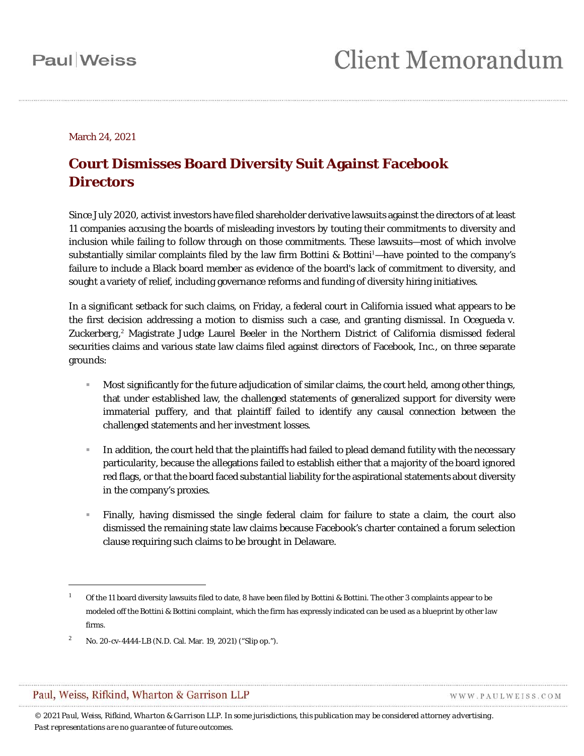Paul | Weiss

# Client Memorandum

March 24, 2021

## Court Dismisses Board Diversity Suit Against Facebook Directors

Since July 2020, activist investors have filed shareholder derivative lawsuits against the directors of at least 11 companies accusing the boards of misleading investors by touting their commitments to diversity and inclusion while failing to follow through on those commitments. These lawsuits—most of which involve substantially similar complaints filed by the law firm Bottini & Bottini[1]—have pointed to the company's failure to include a Black board member as evidence of the board's lack of commitment to diversity, and sought a variety of relief, including governance reforms and funding of diversity hiring initiatives.

In a significant setback for such claims, on Friday, a federal court in California issued what appears to be the first decision addressing a motion to dismiss such a case, and granting dismissal. In Ocegueda v. Zuckerberg,[2] Magistrate Judge Laurel Beeler in the Northern District of California dismissed federal securities claims and various state law claims filed against directors of Facebook, Inc., on three separate grounds:

- Most significantly for the future adjudication of similar claims, the court held, among other things, that under established law, the challenged statements of generalized support for diversity were immaterial puffery, and that plaintiff failed to identify any causal connection between the challenged statements and her investment losses.
- In addition, the court held that the plaintiffs had failed to plead demand futility with the necessary particularity, because the allegations failed to establish either that a majority of the board ignored red flags, or that the board faced substantial liability for the aspirational statements about diversity in the company's proxies.
- Finally, having dismissed the single federal claim for failure to state a claim, the court also dismissed the remaining state law claims because Facebook's charter contained a forum selection clause requiring such claims to be brought in Delaware.

---

[1] Of the 11 board diversity lawsuits filed to date, 8 have been filed by Bottini & Bottini. The other 3 complaints appear to be modeled off the Bottini & Bottini complaint, which the firm has expressly indicated can be used as a blueprint by other law firms.

[2] No. 20-cv-4444-LB (N.D. Cal. Mar. 19, 2021) ("Slip op.").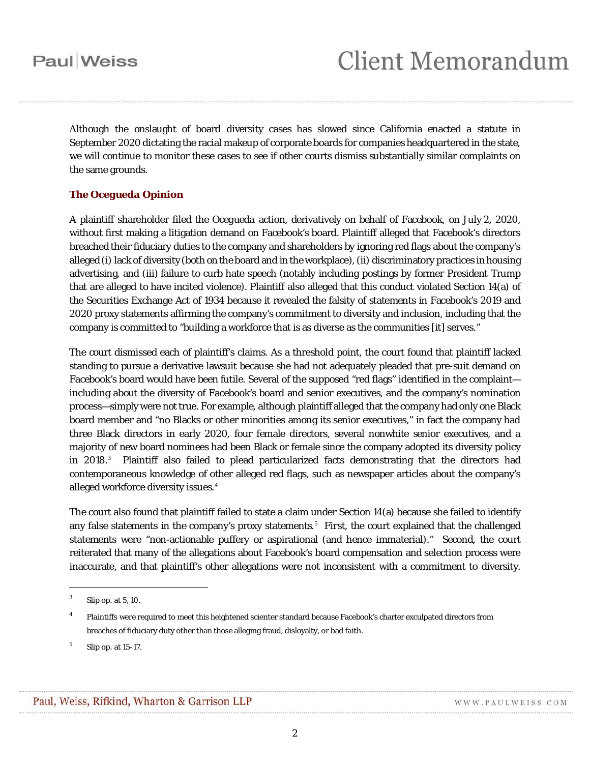Although the onslaught of board diversity cases has slowed since California enacted a statute in September 2020 dictating the racial makeup of corporate boards for companies headquartered in the state, we will continue to monitor these cases to see if other courts dismiss substantially similar complaints on the same grounds.

### The Ocegueda Opinion

A plaintiff shareholder filed the Ocegueda action, derivatively on behalf of Facebook, on July 2, 2020, without first making a litigation demand on Facebook's board. Plaintiff alleged that Facebook's directors breached their fiduciary duties to the company and shareholders by ignoring red flags about the company's alleged (i) lack of diversity (both on the board and in the workplace), (ii) discriminatory practices in housing advertising, and (iii) failure to curb hate speech (notably including postings by former President Trump that are alleged to have incited violence). Plaintiff also alleged that this conduct violated Section 14(a) of the Securities Exchange Act of 1934 because it revealed the falsity of statements in Facebook's 2019 and 2020 proxy statements affirming the company's commitment to diversity and inclusion, including that the company is committed to "building a workforce that is as diverse as the communities [it] serves."

The court dismissed each of plaintiff's claims. As a threshold point, the court found that plaintiff lacked standing to pursue a derivative lawsuit because she had not adequately pleaded that pre-suit demand on Facebook's board would have been futile. Several of the supposed "red flags" identified in the complaint—including about the diversity of Facebook's board and senior executives, and the company's nomination process—simply were not true. For example, although plaintiff alleged that the company had only one Black board member and "no Blacks or other minorities among its senior executives," in fact the company had three Black directors in early 2020, four female directors, several nonwhite senior executives, and a majority of new board nominees had been Black or female since the company adopted its diversity policy in 2018.[3] Plaintiff also failed to plead particularized facts demonstrating that the directors had contemporaneous knowledge of other alleged red flags, such as newspaper articles about the company's alleged workforce diversity issues.[4]

The court also found that plaintiff failed to state a claim under Section 14(a) because she failed to identify any false statements in the company's proxy statements.[5] First, the court explained that the challenged statements were "non-actionable puffery or aspirational (and hence immaterial)." Second, the court reiterated that many of the allegations about Facebook's board compensation and selection process were inaccurate, and that plaintiff's other allegations were not inconsistent with a commitment to diversity.

---

[3] Slip op. at 5, 10.

[4] Plaintiffs were required to meet this heightened scienter standard because Facebook's charter exculpated directors from breaches of fiduciary duty other than those alleging fraud, disloyalty, or bad faith.

[5] Slip op. at 15-17.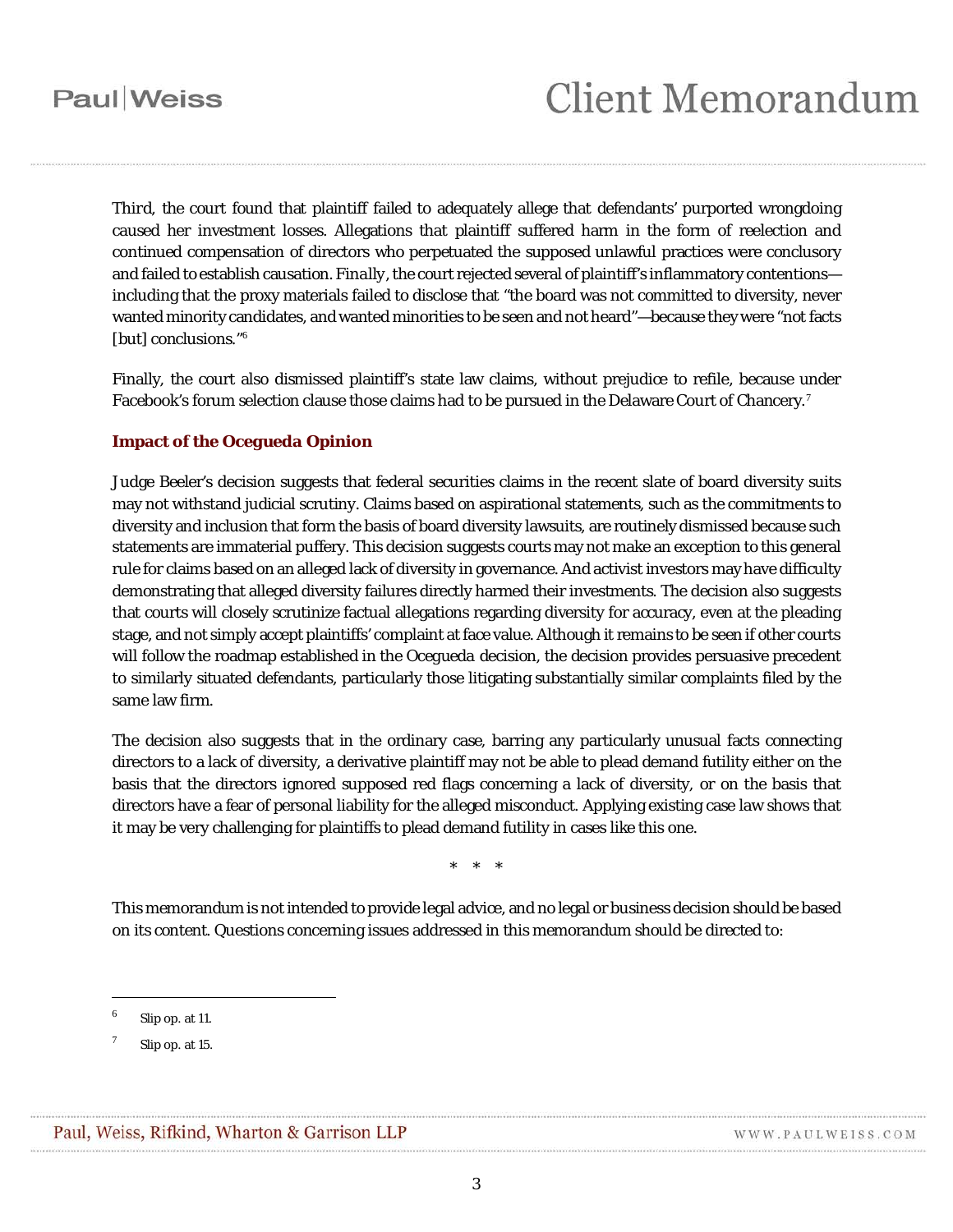*Third*, the court found that plaintiff failed to adequately allege that defendants' purported wrongdoing caused her investment losses. Allegations that plaintiff suffered harm in the form of reelection and continued compensation of directors who perpetuated the supposed unlawful practices were conclusory and failed to establish causation. *Finally*, the court rejected several of plaintiff's inflammatory contentions—including that the proxy materials failed to disclose that "the board was not committed to diversity, never wanted minority candidates, and wanted minorities to be seen and not heard"—because they were "not facts [but] conclusions."[6]

Finally, the court also dismissed plaintiff's state law claims, without prejudice to refile, because under Facebook's forum selection clause those claims had to be pursued in the Delaware Court of Chancery.[7]

**Impact of the *Ocegueda* Opinion**

Judge Beeler's decision suggests that federal securities claims in the recent slate of board diversity suits may not withstand judicial scrutiny. Claims based on aspirational statements, such as the commitments to diversity and inclusion that form the basis of board diversity lawsuits, are routinely dismissed because such statements are immaterial puffery. This decision suggests courts may not make an exception to this general rule for claims based on an alleged lack of diversity in governance. And activist investors may have difficulty demonstrating that alleged diversity failures directly harmed their investments. The decision also suggests that courts will closely scrutinize factual allegations regarding diversity for accuracy, even at the pleading stage, and not simply accept plaintiffs' complaint at face value. Although it remains to be seen if other courts will follow the roadmap established in the *Ocegueda* decision, the decision provides persuasive precedent to similarly situated defendants, particularly those litigating substantially similar complaints filed by the same law firm.

The decision also suggests that in the ordinary case, barring any particularly unusual facts connecting directors to a lack of diversity, a derivative plaintiff may not be able to plead demand futility either on the basis that the directors ignored supposed red flags concerning a lack of diversity, or on the basis that directors have a fear of personal liability for the alleged misconduct. Applying existing case law shows that it may be very challenging for plaintiffs to plead demand futility in cases like this one.

\* \* \*

This memorandum is not intended to provide legal advice, and no legal or business decision should be based on its content. Questions concerning issues addressed in this memorandum should be directed to:

---

[6] Slip op. at 11.

[7] Slip op. at 15.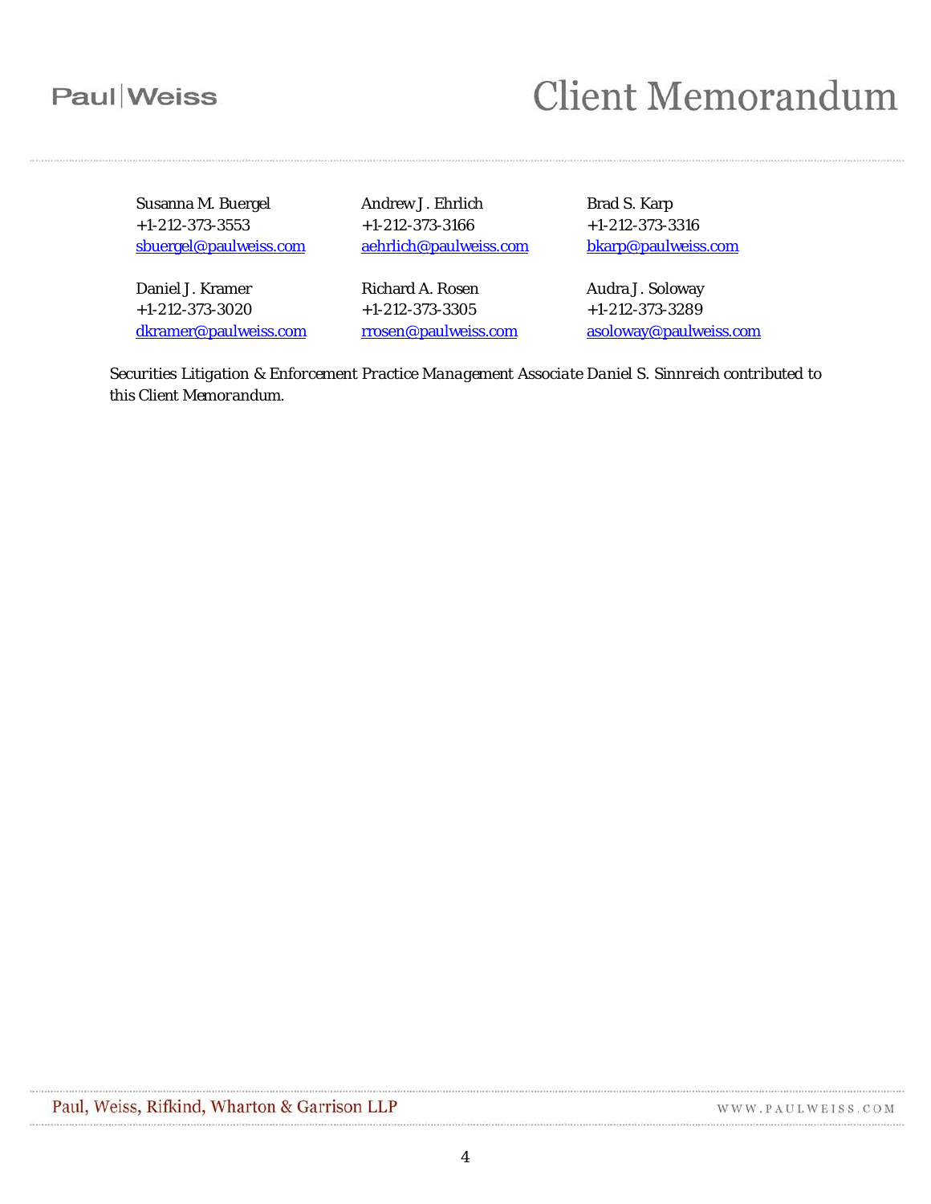| | | |
|---|---|---|
| Susanna M. Buergel<br>+1-212-373-3553<br>sbuergel@paulweiss.com | Andrew J. Ehrlich<br>+1-212-373-3166<br>aehrlich@paulweiss.com | Brad S. Karp<br>+1-212-373-3316<br>bkarp@paulweiss.com |
| Daniel J. Kramer<br>+1-212-373-3020<br>dkramer@paulweiss.com | Richard A. Rosen<br>+1-212-373-3305<br>rrosen@paulweiss.com | Audra J. Soloway<br>+1-212-373-3289<br>asoloway@paulweiss.com |

*Securities Litigation & Enforcement Practice Management Associate Daniel S. Sinnreich contributed to this Client Memorandum.*